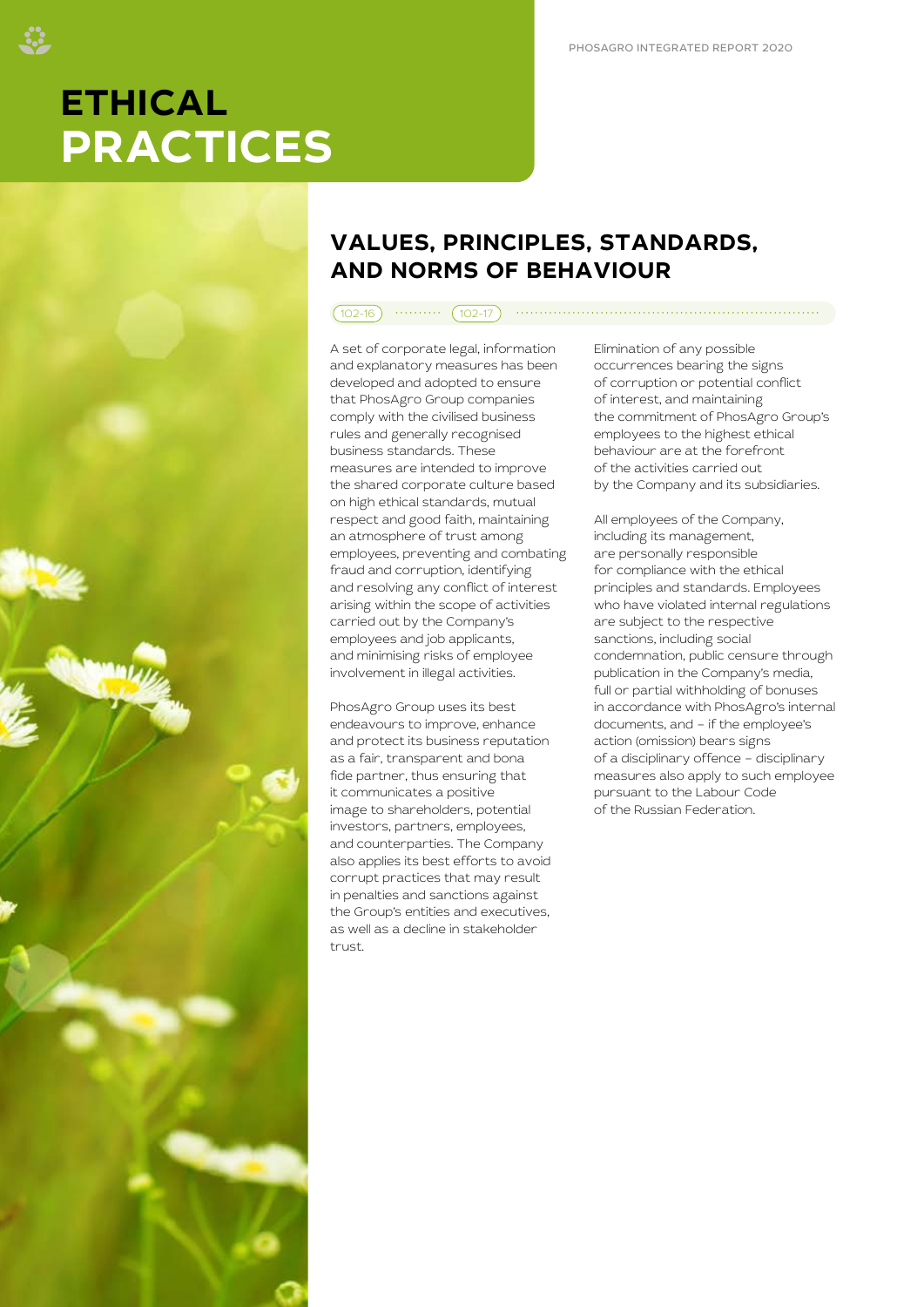# ETHICAL PRACTICES

## VALUES, PRINCIPLES, STANDARDS, AND NORMS OF BEHAVIOUR

102-16 102-17

A set of corporate legal, information and explanatory measures has been developed and adopted to ensure that PhosAgro Group companies comply with the civilised business rules and generally recognised business standards. These measures are intended to improve the shared corporate culture based on high ethical standards, mutual respect and good faith, maintaining an atmosphere of trust among employees, preventing and combating fraud and corruption, identifying and resolving any conflict of interest arising within the scope of activities carried out by the Company's employees and job applicants, and minimising risks of employee involvement in illegal activities.

PhosAgro Group uses its best endeavours to improve, enhance and protect its business reputation as a fair, transparent and bona fide partner, thus ensuring that it communicates a positive image to shareholders, potential investors, partners, employees, and counterparties. The Company also applies its best efforts to avoid corrupt practices that may result in penalties and sanctions against the Group's entities and executives, as well as a decline in stakeholder trust.

Elimination of any possible occurrences bearing the signs of corruption or potential conflict of interest, and maintaining the commitment of PhosAgro Group's employees to the highest ethical behaviour are at the forefront of the activities carried out by the Company and its subsidiaries.

All employees of the Company, including its management, are personally responsible for compliance with the ethical principles and standards. Employees who have violated internal regulations are subject to the respective sanctions, including social condemnation, public censure through publication in the Company's media, full or partial withholding of bonuses in accordance with PhosAgro's internal documents, and – if the employee's action (omission) bears signs of a disciplinary offence – disciplinary measures also apply to such employee pursuant to the Labour Code of the Russian Federation.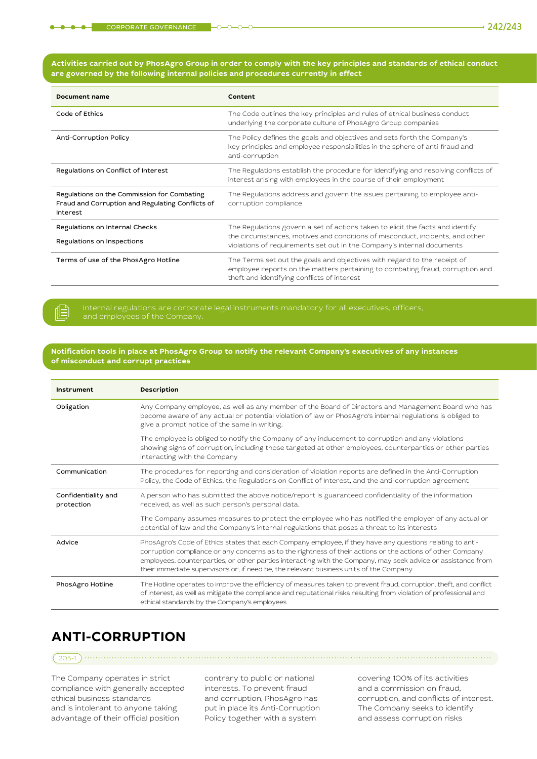**Activities carried out by PhosAgro Group in order to comply with the key principles and standards of ethical conduct are governed by the following internal policies and procedures currently in effect**

| Document name | Content |
|---|---|
| Code of Ethics | The Code outlines the key principles and rules of ethical business conduct underlying the corporate culture of PhosAgro Group companies |
| Anti-Corruption Policy | The Policy defines the goals and objectives and sets forth the Company's key principles and employee responsibilities in the sphere of anti-fraud and anti-corruption |
| Regulations on Conflict of Interest | The Regulations establish the procedure for identifying and resolving conflicts of interest arising with employees in the course of their employment |
| Regulations on the Commission for Combating Fraud and Corruption and Regulating Conflicts of Interest | The Regulations address and govern the issues pertaining to employee anti-corruption compliance |
| Regulations on Internal Checks<br>Regulations on Inspections | The Regulations govern a set of actions taken to elicit the facts and identify the circumstances, motives and conditions of misconduct, incidents, and other violations of requirements set out in the Company's internal documents |
| Terms of use of the PhosAgro Hotline | The Terms set out the goals and objectives with regard to the receipt of employee reports on the matters pertaining to combating fraud, corruption and theft and identifying conflicts of interest |

Internal regulations are corporate legal instruments mandatory for all executives, officers, and employees of the Company.

**Notification tools in place at PhosAgro Group to notify the relevant Company's executives of any instances of misconduct and corrupt practices**

| Instrument | Description |
|---|---|
| Obligation | Any Company employee, as well as any member of the Board of Directors and Management Board who has become aware of any actual or potential violation of law or PhosAgro's internal regulations is obliged to give a prompt notice of the same in writing.<br>The employee is obliged to notify the Company of any inducement to corruption and any violations showing signs of corruption, including those targeted at other employees, counterparties or other parties interacting with the Company |
| Communication | The procedures for reporting and consideration of violation reports are defined in the Anti-Corruption Policy, the Code of Ethics, the Regulations on Conflict of Interest, and the anti-corruption agreement |
| Confidentiality and protection | A person who has submitted the above notice/report is guaranteed confidentiality of the information received, as well as such person's personal data.<br>The Company assumes measures to protect the employee who has notified the employer of any actual or potential of law and the Company's internal regulations that poses a threat to its interests |
| Advice | PhosAgro's Code of Ethics states that each Company employee, if they have any questions relating to anti-corruption compliance or any concerns as to the rightness of their actions or the actions of other Company employees, counterparties, or other parties interacting with the Company, may seek advice or assistance from their immediate supervisors or, if need be, the relevant business units of the Company |
| PhosAgro Hotline | The Hotline operates to improve the efficiency of measures taken to prevent fraud, corruption, theft, and conflict of interest, as well as mitigate the compliance and reputational risks resulting from violation of professional and ethical standards by the Company's employees |

## ANTI-CORRUPTION

205-1

The Company operates in strict compliance with generally accepted ethical business standards and is intolerant to anyone taking advantage of their official position contrary to public or national interests. To prevent fraud and corruption, PhosAgro has put in place its Anti-Corruption Policy together with a system covering 100% of its activities and a commission on fraud, corruption, and conflicts of interest. The Company seeks to identify and assess corruption risks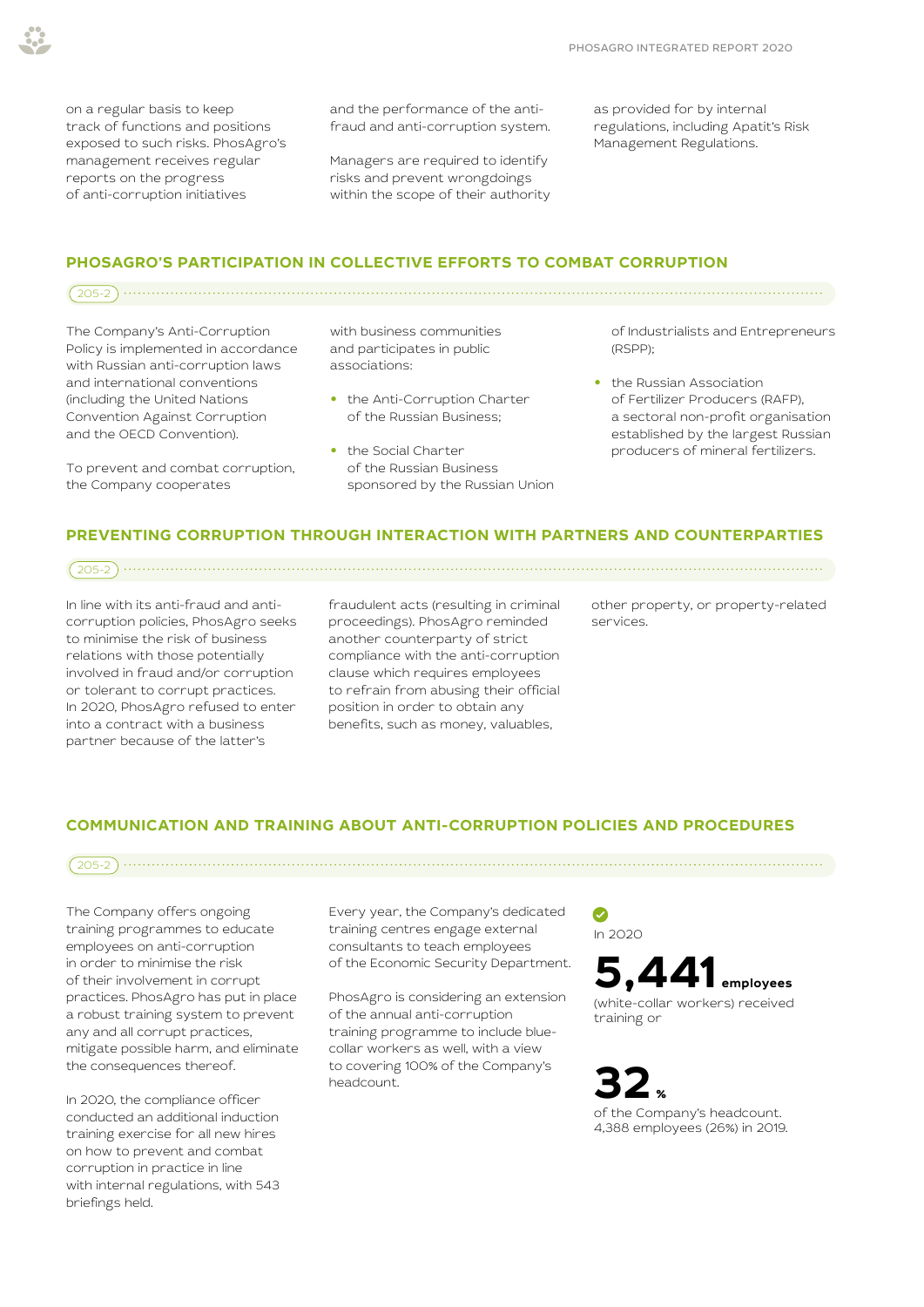on a regular basis to keep track of functions and positions exposed to such risks. PhosAgro's management receives regular reports on the progress of anti-corruption initiatives and the performance of the anti-fraud and anti-corruption system.

Managers are required to identify risks and prevent wrongdoings within the scope of their authority as provided for by internal regulations, including Apatit's Risk Management Regulations.

## PHOSAGRO'S PARTICIPATION IN COLLECTIVE EFFORTS TO COMBAT CORRUPTION

205-2

The Company's Anti-Corruption Policy is implemented in accordance with Russian anti-corruption laws and international conventions (including the United Nations Convention Against Corruption and the OECD Convention).

To prevent and combat corruption, the Company cooperates with business communities and participates in public associations:

- the Anti-Corruption Charter of the Russian Business;
- the Social Charter of the Russian Business sponsored by the Russian Union of Industrialists and Entrepreneurs (RSPP);
- the Russian Association of Fertilizer Producers (RAFP), a sectoral non-profit organisation established by the largest Russian producers of mineral fertilizers.

## PREVENTING CORRUPTION THROUGH INTERACTION WITH PARTNERS AND COUNTERPARTIES

205-2

In line with its anti-fraud and anti-corruption policies, PhosAgro seeks to minimise the risk of business relations with those potentially involved in fraud and/or corruption or tolerant to corrupt practices. In 2020, PhosAgro refused to enter into a contract with a business partner because of the latter's fraudulent acts (resulting in criminal proceedings). PhosAgro reminded another counterparty of strict compliance with the anti-corruption clause which requires employees to refrain from abusing their official position in order to obtain any benefits, such as money, valuables, other property, or property-related services.

## COMMUNICATION AND TRAINING ABOUT ANTI-CORRUPTION POLICIES AND PROCEDURES

205-2

The Company offers ongoing training programmes to educate employees on anti-corruption in order to minimise the risk of their involvement in corrupt practices. PhosAgro has put in place a robust training system to prevent any and all corrupt practices, mitigate possible harm, and eliminate the consequences thereof.

In 2020, the compliance officer conducted an additional induction training exercise for all new hires on how to prevent and combat corruption in practice in line with internal regulations, with 543 briefings held.

Every year, the Company's dedicated training centres engage external consultants to teach employees of the Economic Security Department.

PhosAgro is considering an extension of the annual anti-corruption training programme to include blue-collar workers as well, with a view to covering 100% of the Company's headcount.

In 2020

**5,441** employees (white-collar workers) received training or

**32** % of the Company's headcount. 4,388 employees (26%) in 2019.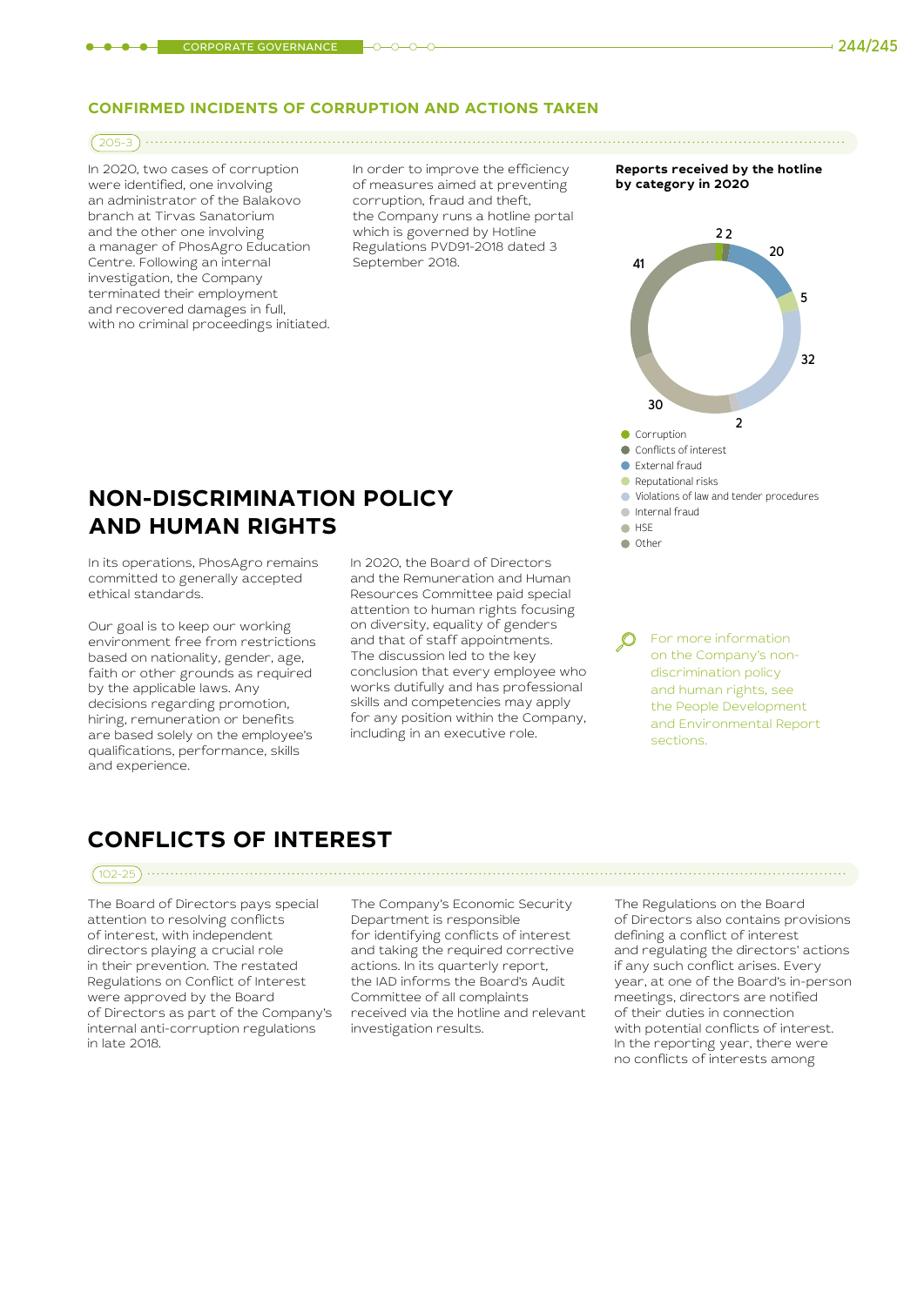## CONFIRMED INCIDENTS OF CORRUPTION AND ACTIONS TAKEN

205-3

In 2020, two cases of corruption were identified, one involving an administrator of the Balakovo branch at Tirvas Sanatorium and the other one involving a manager of PhosAgro Education Centre. Following an internal investigation, the Company terminated their employment and recovered damages in full, with no criminal proceedings initiated.

In order to improve the efficiency of measures aimed at preventing corruption, fraud and theft, the Company runs a hotline portal which is governed by Hotline Regulations PVD91-2018 dated 3 September 2018.

**Reports received by the hotline by category in 2020**

| Category | Reports |
| --- | --- |
| Corruption | 2 |
| Conflicts of interest | 2 |
| External fraud | 20 |
| Reputational risks | 5 |
| Violations of law and tender procedures | 32 |
| Internal fraud | 2 |
| HSE | 30 |
| Other | 41 |

## NON-DISCRIMINATION POLICY AND HUMAN RIGHTS

In its operations, PhosAgro remains committed to generally accepted ethical standards.

Our goal is to keep our working environment free from restrictions based on nationality, gender, age, faith or other grounds as required by the applicable laws. Any decisions regarding promotion, hiring, remuneration or benefits are based solely on the employee's qualifications, performance, skills and experience.

In 2020, the Board of Directors and the Remuneration and Human Resources Committee paid special attention to human rights focusing on diversity, equality of genders and that of staff appointments. The discussion led to the key conclusion that every employee who works dutifully and has professional skills and competencies may apply for any position within the Company, including in an executive role.

For more information on the Company's non-discrimination policy and human rights, see the People Development and Environmental Report sections.

## CONFLICTS OF INTEREST

102-25

The Board of Directors pays special attention to resolving conflicts of interest, with independent directors playing a crucial role in their prevention. The restated Regulations on Conflict of Interest were approved by the Board of Directors as part of the Company's internal anti-corruption regulations in late 2018.

The Company's Economic Security Department is responsible for identifying conflicts of interest and taking the required corrective actions. In its quarterly report, the IAD informs the Board's Audit Committee of all complaints received via the hotline and relevant investigation results.

The Regulations on the Board of Directors also contains provisions defining a conflict of interest and regulating the directors' actions if any such conflict arises. Every year, at one of the Board's in-person meetings, directors are notified of their duties in connection with potential conflicts of interest. In the reporting year, there were no conflicts of interests among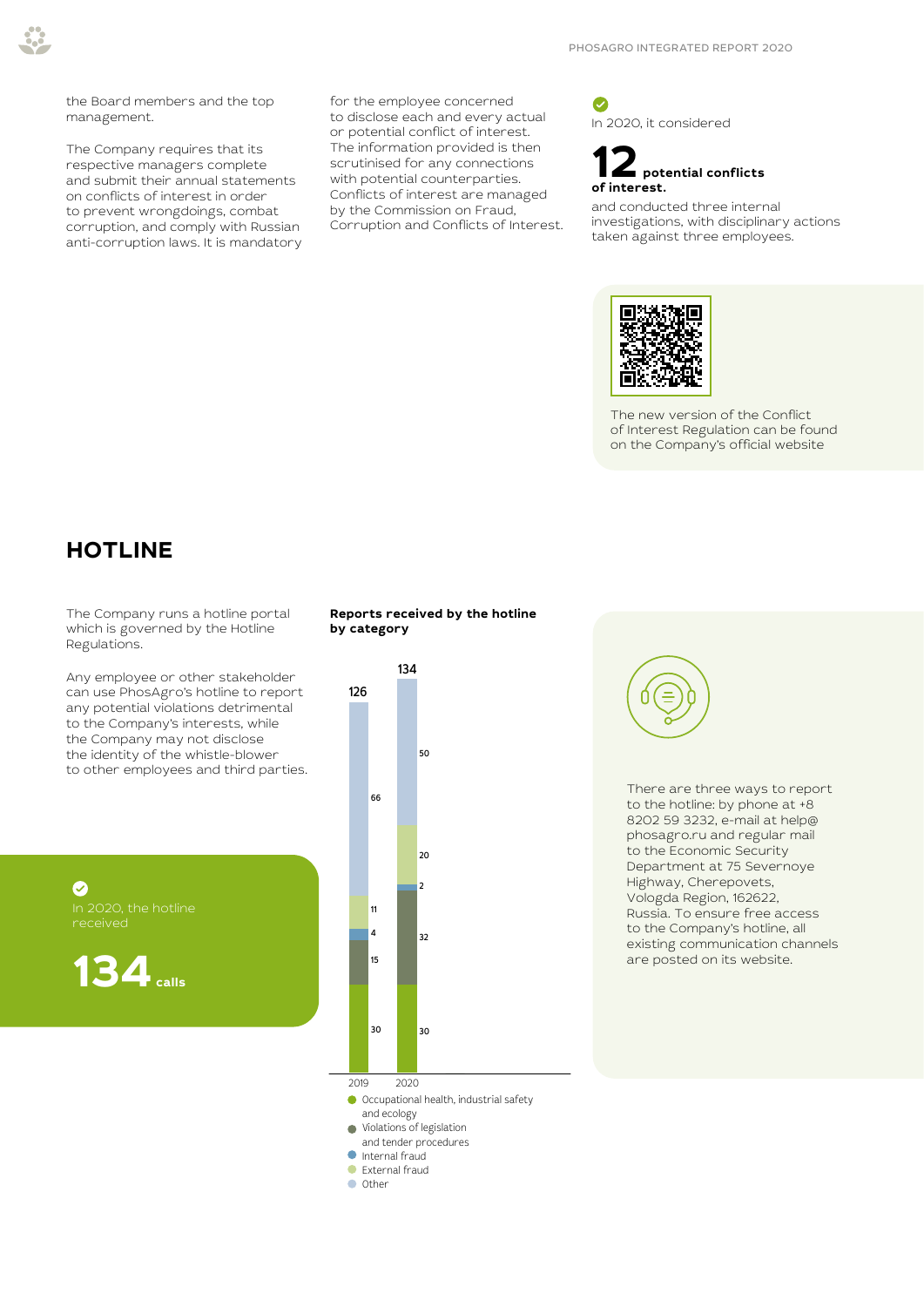the Board members and the top management.

The Company requires that its respective managers complete and submit their annual statements on conflicts of interest in order to prevent wrongdoings, combat corruption, and comply with Russian anti-corruption laws. It is mandatory for the employee concerned to disclose each and every actual or potential conflict of interest. The information provided is then scrutinised for any connections with potential counterparties. Conflicts of interest are managed by the Commission on Fraud, Corruption and Conflicts of Interest.

In 2020, it considered

**12 potential conflicts of interest.**

and conducted three internal investigations, with disciplinary actions taken against three employees.

The new version of the Conflict of Interest Regulation can be found on the Company's official website

## HOTLINE

The Company runs a hotline portal which is governed by the Hotline Regulations.

Any employee or other stakeholder can use PhosAgro's hotline to report any potential violations detrimental to the Company's interests, while the Company may not disclose the identity of the whistle-blower to other employees and third parties.

In 2020, the hotline received

**134 calls**

**Reports received by the hotline by category**

2019: 126
66
11
4
15
30

2020: 134
50
20
2
32
30

- Occupational health, industrial safety and ecology
- Violations of legislation and tender procedures
- Internal fraud
- External fraud
- Other

There are three ways to report to the hotline: by phone at +8 8202 59 3232, e-mail at help@phosagro.ru and regular mail to the Economic Security Department at 75 Severnoye Highway, Cherepovets, Vologda Region, 162622, Russia. To ensure free access to the Company's hotline, all existing communication channels are posted on its website.